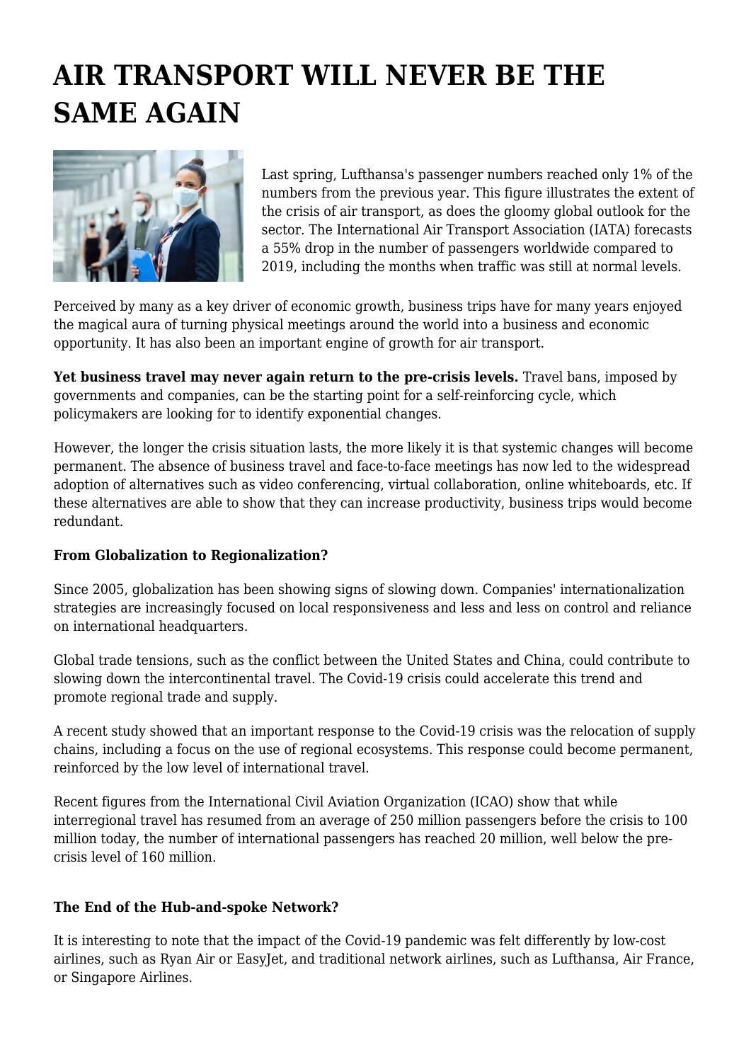# AIR TRANSPORT WILL NEVER BE THE SAME AGAIN

Last spring, Lufthansa's passenger numbers reached only 1% of the numbers from the previous year. This figure illustrates the extent of the crisis of air transport, as does the gloomy global outlook for the sector. The International Air Transport Association (IATA) forecasts a 55% drop in the number of passengers worldwide compared to 2019, including the months when traffic was still at normal levels.

Perceived by many as a key driver of economic growth, business trips have for many years enjoyed the magical aura of turning physical meetings around the world into a business and economic opportunity. It has also been an important engine of growth for air transport.

**Yet business travel may never again return to the pre-crisis levels.** Travel bans, imposed by governments and companies, can be the starting point for a self-reinforcing cycle, which policymakers are looking for to identify exponential changes.

However, the longer the crisis situation lasts, the more likely it is that systemic changes will become permanent. The absence of business travel and face-to-face meetings has now led to the widespread adoption of alternatives such as video conferencing, virtual collaboration, online whiteboards, etc. If these alternatives are able to show that they can increase productivity, business trips would become redundant.

**From Globalization to Regionalization?**

Since 2005, globalization has been showing signs of slowing down. Companies' internationalization strategies are increasingly focused on local responsiveness and less and less on control and reliance on international headquarters.

Global trade tensions, such as the conflict between the United States and China, could contribute to slowing down the intercontinental travel. The Covid-19 crisis could accelerate this trend and promote regional trade and supply.

A recent study showed that an important response to the Covid-19 crisis was the relocation of supply chains, including a focus on the use of regional ecosystems. This response could become permanent, reinforced by the low level of international travel.

Recent figures from the International Civil Aviation Organization (ICAO) show that while interregional travel has resumed from an average of 250 million passengers before the crisis to 100 million today, the number of international passengers has reached 20 million, well below the pre-crisis level of 160 million.

**The End of the Hub-and-spoke Network?**

It is interesting to note that the impact of the Covid-19 pandemic was felt differently by low-cost airlines, such as Ryan Air or EasyJet, and traditional network airlines, such as Lufthansa, Air France, or Singapore Airlines.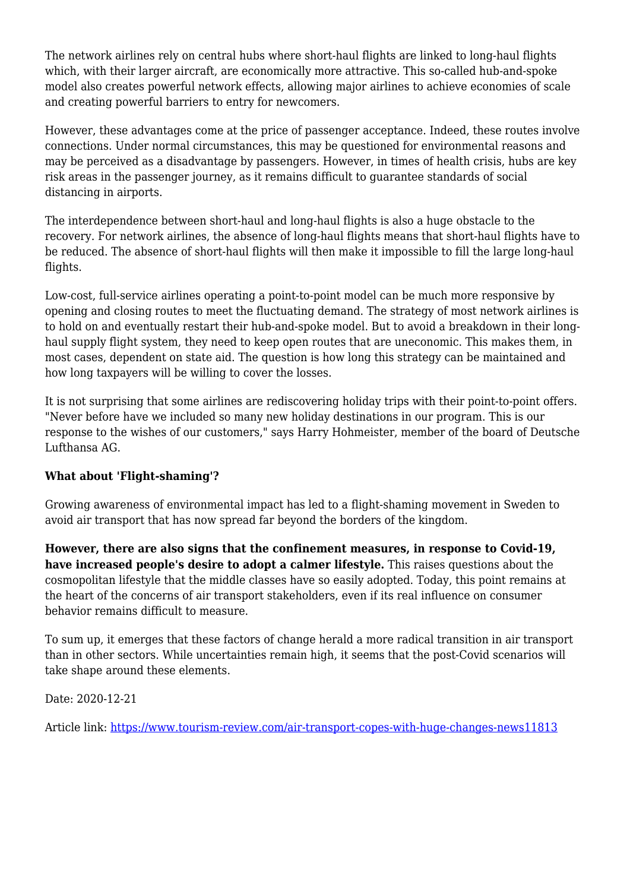The network airlines rely on central hubs where short-haul flights are linked to long-haul flights which, with their larger aircraft, are economically more attractive. This so-called hub-and-spoke model also creates powerful network effects, allowing major airlines to achieve economies of scale and creating powerful barriers to entry for newcomers.

However, these advantages come at the price of passenger acceptance. Indeed, these routes involve connections. Under normal circumstances, this may be questioned for environmental reasons and may be perceived as a disadvantage by passengers. However, in times of health crisis, hubs are key risk areas in the passenger journey, as it remains difficult to guarantee standards of social distancing in airports.

The interdependence between short-haul and long-haul flights is also a huge obstacle to the recovery. For network airlines, the absence of long-haul flights means that short-haul flights have to be reduced. The absence of short-haul flights will then make it impossible to fill the large long-haul flights.

Low-cost, full-service airlines operating a point-to-point model can be much more responsive by opening and closing routes to meet the fluctuating demand. The strategy of most network airlines is to hold on and eventually restart their hub-and-spoke model. But to avoid a breakdown in their long-haul supply flight system, they need to keep open routes that are uneconomic. This makes them, in most cases, dependent on state aid. The question is how long this strategy can be maintained and how long taxpayers will be willing to cover the losses.

It is not surprising that some airlines are rediscovering holiday trips with their point-to-point offers. "Never before have we included so many new holiday destinations in our program. This is our response to the wishes of our customers," says Harry Hohmeister, member of the board of Deutsche Lufthansa AG.

**What about 'Flight-shaming'?**

Growing awareness of environmental impact has led to a flight-shaming movement in Sweden to avoid air transport that has now spread far beyond the borders of the kingdom.

**However, there are also signs that the confinement measures, in response to Covid-19, have increased people's desire to adopt a calmer lifestyle.** This raises questions about the cosmopolitan lifestyle that the middle classes have so easily adopted. Today, this point remains at the heart of the concerns of air transport stakeholders, even if its real influence on consumer behavior remains difficult to measure.

To sum up, it emerges that these factors of change herald a more radical transition in air transport than in other sectors. While uncertainties remain high, it seems that the post-Covid scenarios will take shape around these elements.

Date: 2020-12-21

Article link: [https://www.tourism-review.com/air-transport-copes-with-huge-changes-news11813](https://www.tourism-review.com/air-transport-copes-with-huge-changes-news11813)